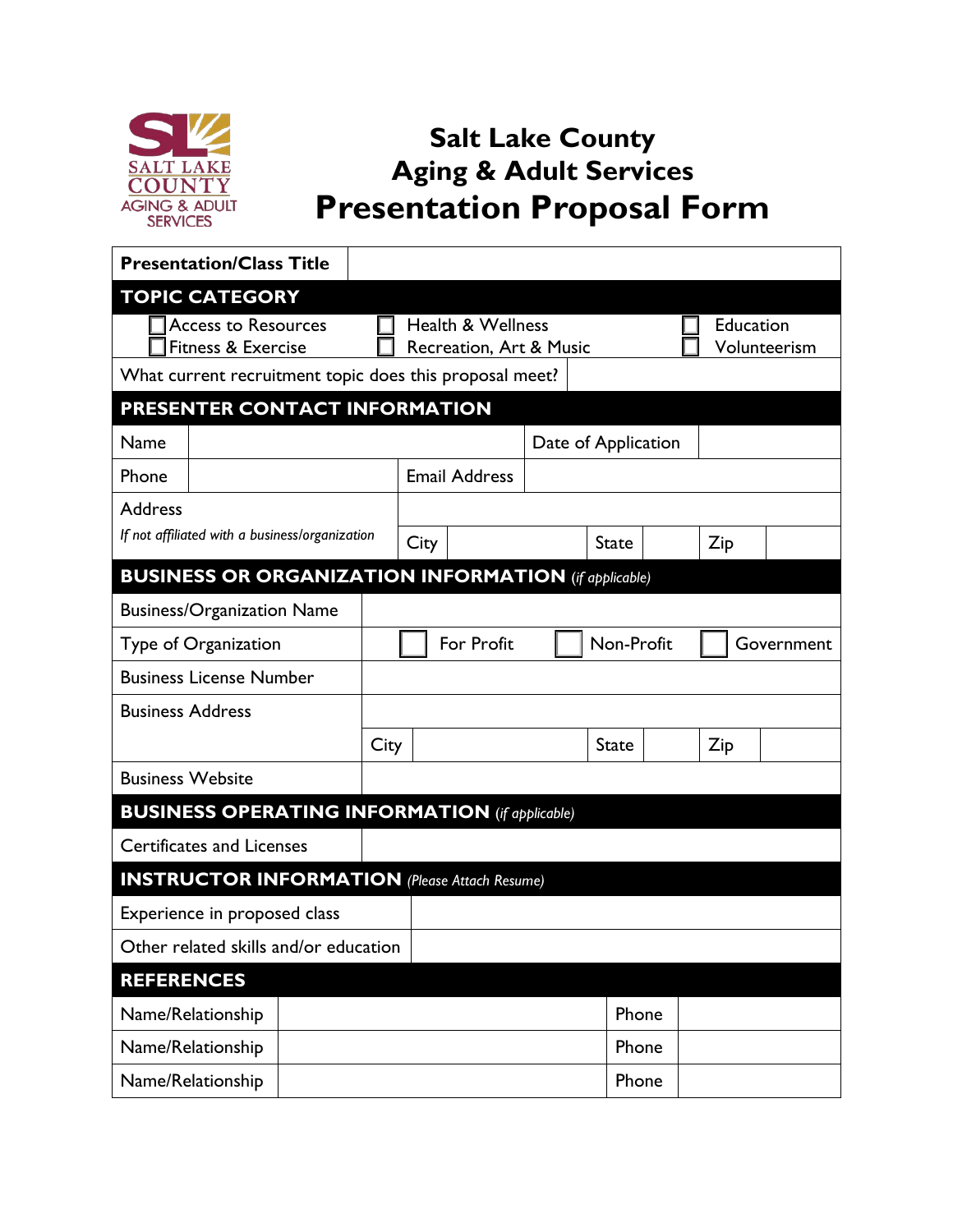# Salt Lake County
# Aging & Adult Services
# Presentation Proposal Form

| **Presentation/Class Title** | |
|---|---|

**TOPIC CATEGORY**

| | | |
|---|---|---|
| ☐ Access to Resources | ☐ Health & Wellness | ☐ Education |
| ☐ Fitness & Exercise | ☐ Recreation, Art & Music | ☐ Volunteerism |

| What current recruitment topic does this proposal meet? | |
|---|---|

**PRESENTER CONTACT INFORMATION**

| | | | | | |
|---|---|---|---|---|---|
| Name | | | Date of Application | | |
| Phone | | Email Address | | | |
| Address *If not affiliated with a business/organization* | | | | | |
| | City | | State | | Zip |

**BUSINESS OR ORGANIZATION INFORMATION** *(if applicable)*

| | |
|---|---|
| Business/Organization Name | |
| Type of Organization | ☐ For Profit ☐ Non-Profit ☐ Government |
| Business License Number | |
| Business Address | |
| | City: State: Zip: |
| Business Website | |

**BUSINESS OPERATING INFORMATION** *(if applicable)*

| | |
|---|---|
| Certificates and Licenses | |

**INSTRUCTOR INFORMATION** *(Please Attach Resume)*

| | |
|---|---|
| Experience in proposed class | |
| Other related skills and/or education | |

**REFERENCES**

| | | | |
|---|---|---|---|
| Name/Relationship | | Phone | |
| Name/Relationship | | Phone | |
| Name/Relationship | | Phone | |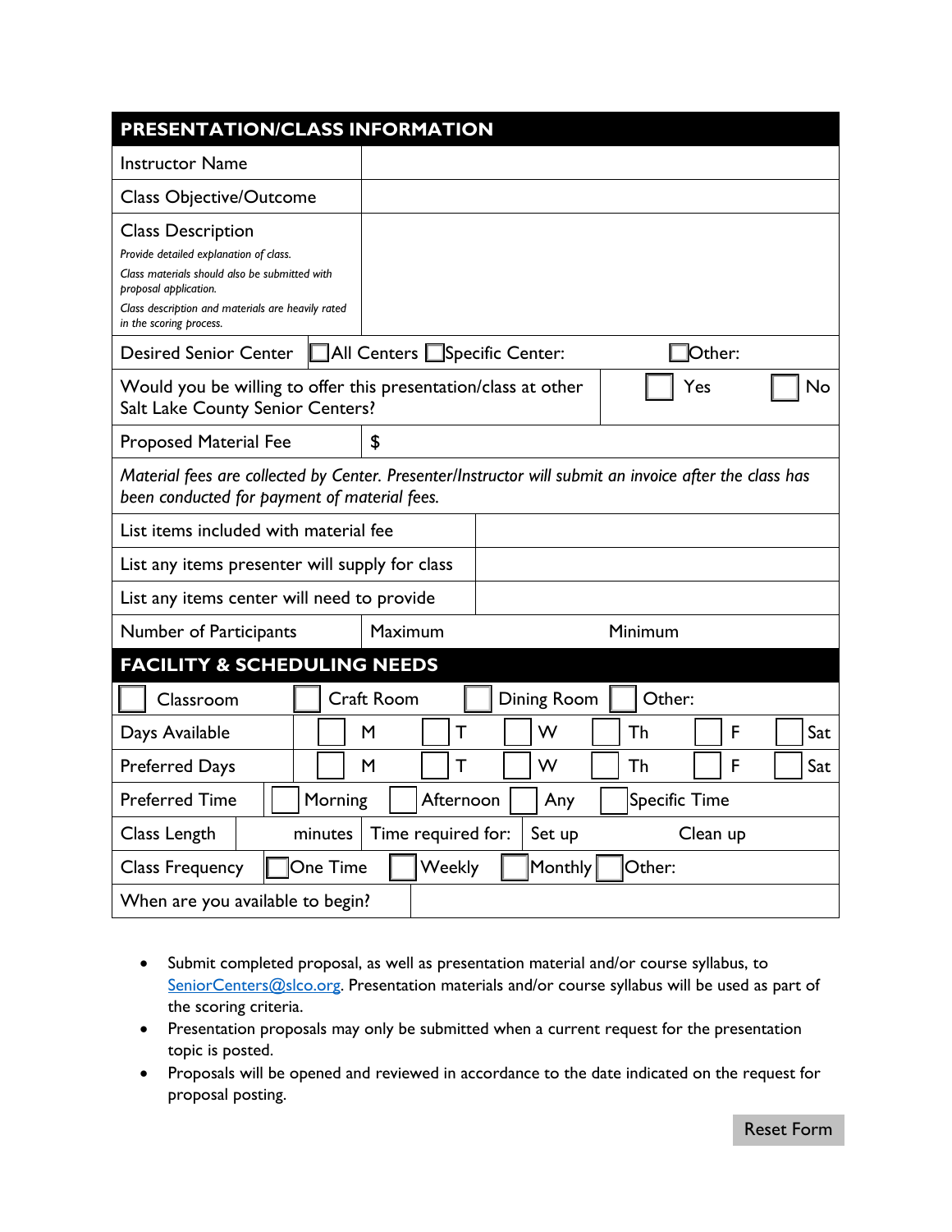## PRESENTATION/CLASS INFORMATION

| | |
|---|---|
| Instructor Name | |
| Class Objective/Outcome | |
| Class Description<br>*Provide detailed explanation of class.*<br>*Class materials should also be submitted with proposal application.*<br>*Class description and materials are heavily rated in the scoring process.* | |
| Desired Senior Center | ☐ All Centers ☐ Specific Center: ☐ Other: |
| Would you be willing to offer this presentation/class at other Salt Lake County Senior Centers? | ☐ Yes ☐ No |
| Proposed Material Fee | $ |

*Material fees are collected by Center. Presenter/Instructor will submit an invoice after the class has been conducted for payment of material fees.*

| | |
|---|---|
| List items included with material fee | |
| List any items presenter will supply for class | |
| List any items center will need to provide | |
| Number of Participants | Maximum Minimum |

## FACILITY & SCHEDULING NEEDS

| | |
|---|---|
| ☐ Classroom ☐ Craft Room ☐ Dining Room ☐ Other: | |
| Days Available | ☐ M ☐ T ☐ W ☐ Th ☐ F ☐ Sat |
| Preferred Days | ☐ M ☐ T ☐ W ☐ Th ☐ F ☐ Sat |
| Preferred Time | ☐ Morning ☐ Afternoon ☐ Any ☐ Specific Time |
| Class Length | minutes — Time required for: Set up Clean up |
| Class Frequency | ☐ One Time ☐ Weekly ☐ Monthly ☐ Other: |
| When are you available to begin? | |

- Submit completed proposal, as well as presentation material and/or course syllabus, to SeniorCenters@slco.org. Presentation materials and/or course syllabus will be used as part of the scoring criteria.
- Presentation proposals may only be submitted when a current request for the presentation topic is posted.
- Proposals will be opened and reviewed in accordance to the date indicated on the request for proposal posting.

Reset Form